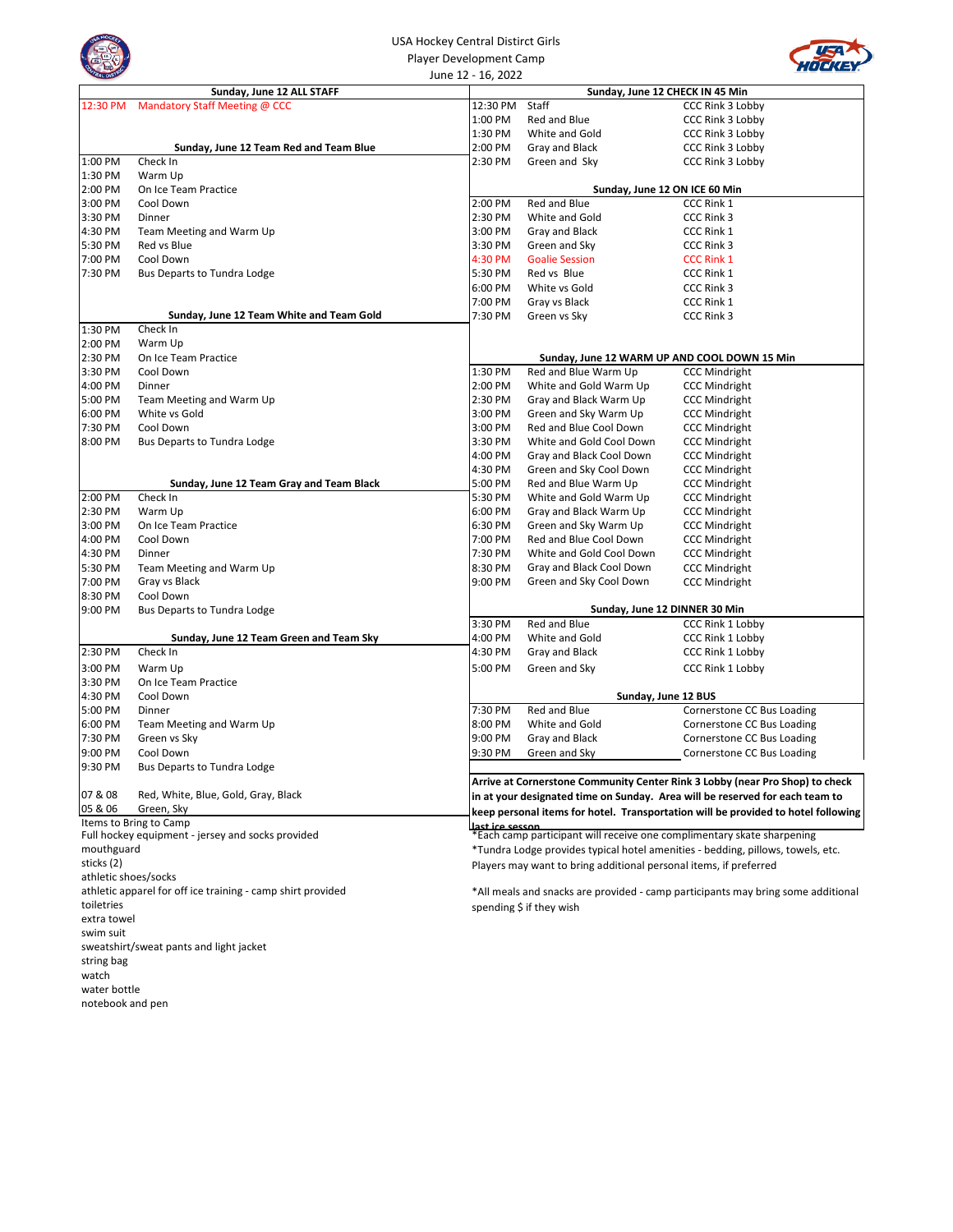USA Hockey Central Diistrict Girls

Player Development Camp

June 12 - 16, 2022

**Sunday, June 12 ALL STAFF**

| | |
|---|---|
| 12:30 PM | Mandatory Staff Meeting @ CCC |

**Sunday, June 12 Team Red and Team Blue**

| | |
|---|---|
| 1:00 PM | Check In |
| 1:30 PM | Warm Up |
| 2:00 PM | On Ice Team Practice |
| 3:00 PM | Cool Down |
| 3:30 PM | Dinner |
| 4:30 PM | Team Meeting and Warm Up |
| 5:30 PM | Red vs Blue |
| 7:00 PM | Cool Down |
| 7:30 PM | Bus Departs to Tundra Lodge |

**Sunday, June 12 Team White and Team Gold**

| | |
|---|---|
| 1:30 PM | Check In |
| 2:00 PM | Warm Up |
| 2:30 PM | On Ice Team Practice |
| 3:30 PM | Cool Down |
| 4:00 PM | Dinner |
| 5:00 PM | Team Meeting and Warm Up |
| 6:00 PM | White vs Gold |
| 7:30 PM | Cool Down |
| 8:00 PM | Bus Departs to Tundra Lodge |

**Sunday, June 12 Team Gray and Team Black**

| | |
|---|---|
| 2:00 PM | Check In |
| 2:30 PM | Warm Up |
| 3:00 PM | On Ice Team Practice |
| 4:00 PM | Cool Down |
| 4:30 PM | Dinner |
| 5:30 PM | Team Meeting and Warm Up |
| 7:00 PM | Gray vs Black |
| 8:30 PM | Cool Down |
| 9:00 PM | Bus Departs to Tundra Lodge |

**Sunday, June 12 Team Green and Team Sky**

| | |
|---|---|
| 2:30 PM | Check In |
| 3:00 PM | Warm Up |
| 3:30 PM | On Ice Team Practice |
| 4:30 PM | Cool Down |
| 5:00 PM | Dinner |
| 6:00 PM | Team Meeting and Warm Up |
| 7:30 PM | Green vs Sky |
| 9:00 PM | Cool Down |
| 9:30 PM | Bus Departs to Tundra Lodge |

| | |
|---|---|
| 07 & 08 | Red, White, Blue, Gold, Gray, Black |
| 05 & 06 | Green, Sky |

**Sunday, June 12 CHECK IN 45 Min**

| | | |
|---|---|---|
| 12:30 PM | Staff | CCC Rink 3 Lobby |
| 1:00 PM | Red and Blue | CCC Rink 3 Lobby |
| 1:30 PM | White and Gold | CCC Rink 3 Lobby |
| 2:00 PM | Gray and Black | CCC Rink 3 Lobby |
| 2:30 PM | Green and Sky | CCC Rink 3 Lobby |

**Sunday, June 12 ON ICE 60 Min**

| | | |
|---|---|---|
| 2:00 PM | Red and Blue | CCC Rink 1 |
| 2:30 PM | White and Gold | CCC Rink 3 |
| 3:00 PM | Gray and Black | CCC Rink 1 |
| 3:30 PM | Green and Sky | CCC Rink 3 |
| 4:30 PM | Goalie Session | CCC Rink 1 |
| 5:30 PM | Red vs Blue | CCC Rink 1 |
| 6:00 PM | White vs Gold | CCC Rink 3 |
| 7:00 PM | Gray vs Black | CCC Rink 1 |
| 7:30 PM | Green vs Sky | CCC Rink 3 |

**Sunday, June 12 WARM UP AND COOL DOWN 15 Min**

| | | |
|---|---|---|
| 1:30 PM | Red and Blue Warm Up | CCC Mindright |
| 2:00 PM | White and Gold Warm Up | CCC Mindright |
| 2:30 PM | Gray and Black Warm Up | CCC Mindright |
| 3:00 PM | Green and Sky Warm Up | CCC Mindright |
| 3:00 PM | Red and Blue Cool Down | CCC Mindright |
| 3:30 PM | White and Gold Cool Down | CCC Mindright |
| 4:00 PM | Gray and Black Cool Down | CCC Mindright |
| 4:30 PM | Green and Sky Cool Down | CCC Mindright |
| 5:00 PM | Red and Blue Warm Up | CCC Mindright |
| 5:30 PM | White and Gold Warm Up | CCC Mindright |
| 6:00 PM | Gray and Black Warm Up | CCC Mindright |
| 6:30 PM | Green and Sky Warm Up | CCC Mindright |
| 7:00 PM | Red and Blue Cool Down | CCC Mindright |
| 7:30 PM | White and Gold Cool Down | CCC Mindright |
| 8:30 PM | Gray and Black Cool Down | CCC Mindright |
| 9:00 PM | Green and Sky Cool Down | CCC Mindright |

**Sunday, June 12 DINNER 30 Min**

| | | |
|---|---|---|
| 3:30 PM | Red and Blue | CCC Rink 1 Lobby |
| 4:00 PM | White and Gold | CCC Rink 1 Lobby |
| 4:30 PM | Gray and Black | CCC Rink 1 Lobby |
| 5:00 PM | Green and Sky | CCC Rink 1 Lobby |

**Sunday, June 12 BUS**

| | | |
|---|---|---|
| 7:30 PM | Red and Blue | Cornerstone CC Bus Loading |
| 8:00 PM | White and Gold | Cornerstone CC Bus Loading |
| 9:00 PM | Gray and Black | Cornerstone CC Bus Loading |
| 9:30 PM | Green and Sky | Cornerstone CC Bus Loading |

**Arrive at Cornerstone Community Center Rink 3 Lobby (near Pro Shop) to check in at your designated time on Sunday. Area will be reserved for each team to keep personal items for hotel. Transportation will be provided to hotel following last ice session.**

Items to Bring to Camp

- Full hockey equipment - jersey and socks provided
- mouthguard
- sticks (2)
- athletic shoes/socks
- athletic apparel for off ice training - camp shirt provided
- toiletries
- extra towel
- swim suit
- sweatshirt/sweat pants and light jacket
- string bag
- watch
- water bottle
- notebook and pen

*Each camp participant will receive one complimentary skate sharpening

*Tundra Lodge provides typical hotel amenities - bedding, pillows, towels, etc. Players may want to bring additional personal items, if preferred

*All meals and snacks are provided - camp participants may bring some additional spending $ if they wish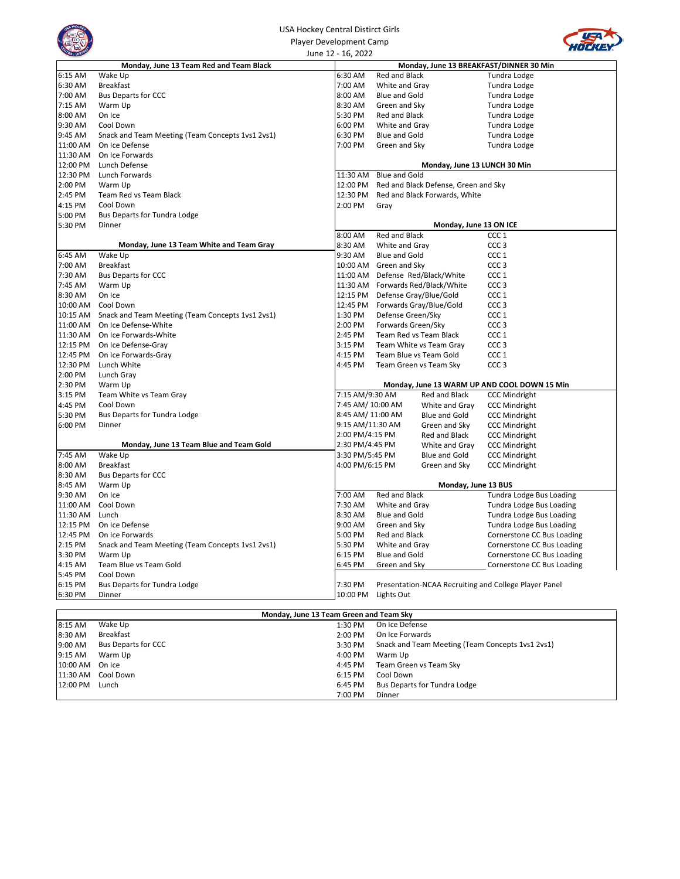USA Hockey Central Disirct Girls

Player Development Camp

June 12 - 16, 2022

| Monday, June 13 Team Red and Team Black | |
|---|---|
| 6:15 AM | Wake Up |
| 6:30 AM | Breakfast |
| 7:00 AM | Bus Departs for CCC |
| 7:15 AM | Warm Up |
| 8:00 AM | On Ice |
| 9:30 AM | Cool Down |
| 9:45 AM | Snack and Team Meeting (Team Concepts 1vs1 2vs1) |
| 11:00 AM | On Ice Defense |
| 11:30 AM | On Ice Forwards |
| 12:00 PM | Lunch Defense |
| 12:30 PM | Lunch Forwards |
| 2:00 PM | Warm Up |
| 2:45 PM | Team Red vs Team Black |
| 4:15 PM | Cool Down |
| 5:00 PM | Bus Departs for Tundra Lodge |
| 5:30 PM | Dinner |

| Monday, June 13 Team White and Team Gray | |
|---|---|
| 6:45 AM | Wake Up |
| 7:00 AM | Breakfast |
| 7:30 AM | Bus Departs for CCC |
| 7:45 AM | Warm Up |
| 8:30 AM | On Ice |
| 10:00 AM | Cool Down |
| 10:15 AM | Snack and Team Meeting (Team Concepts 1vs1 2vs1) |
| 11:00 AM | On Ice Defense-White |
| 11:30 AM | On Ice Forwards-White |
| 12:15 PM | On Ice Defense-Gray |
| 12:45 PM | On Ice Forwards-Gray |
| 12:30 PM | Lunch White |
| 2:00 PM | Lunch Gray |
| 2:30 PM | Warm Up |
| 3:15 PM | Team White vs Team Gray |
| 4:45 PM | Cool Down |
| 5:30 PM | Bus Departs for Tundra Lodge |
| 6:00 PM | Dinner |

| Monday, June 13 Team Blue and Team Gold | |
|---|---|
| 7:45 AM | Wake Up |
| 8:00 AM | Breakfast |
| 8:30 AM | Bus Departs for CCC |
| 8:45 AM | Warm Up |
| 9:30 AM | On Ice |
| 11:00 AM | Cool Down |
| 11:30 AM | Lunch |
| 12:15 PM | On Ice Defense |
| 12:45 PM | On Ice Forwards |
| 2:15 PM | Snack and Team Meeting (Team Concepts 1vs1 2vs1) |
| 3:30 PM | Warm Up |
| 4:15 AM | Team Blue vs Team Gold |
| 5:45 PM | Cool Down |
| 6:15 PM | Bus Departs for Tundra Lodge |
| 6:30 PM | Dinner |

| Monday, June 13 BREAKFAST/DINNER 30 Min | | |
|---|---|---|
| 6:30 AM | Red and Black | Tundra Lodge |
| 7:00 AM | White and Gray | Tundra Lodge |
| 8:00 AM | Blue and Gold | Tundra Lodge |
| 8:30 AM | Green and Sky | Tundra Lodge |
| 5:30 PM | Red and Black | Tundra Lodge |
| 6:00 PM | White and Gray | Tundra Lodge |
| 6:30 PM | Blue and Gold | Tundra Lodge |
| 7:00 PM | Green and Sky | Tundra Lodge |

| Monday, June 13 LUNCH 30 Min | |
|---|---|
| 11:30 AM | Blue and Gold |
| 12:00 PM | Red and Black Defense, Green and Sky |
| 12:30 PM | Red and Black Forwards, White |
| 2:00 PM | Gray |

| Monday, June 13 ON ICE | | |
|---|---|---|
| 8:00 AM | Red and Black | CCC 1 |
| 8:30 AM | White and Gray | CCC 3 |
| 9:30 AM | Blue and Gold | CCC 1 |
| 10:00 AM | Green and Sky | CCC 3 |
| 11:00 AM | Defense Red/Black/White | CCC 1 |
| 11:30 AM | Forwards Red/Black/White | CCC 3 |
| 12:15 PM | Defense Gray/Blue/Gold | CCC 1 |
| 12:45 PM | Forwards Gray/Blue/Gold | CCC 3 |
| 1:30 PM | Defense Green/Sky | CCC 1 |
| 2:00 PM | Forwards Green/Sky | CCC 3 |
| 2:45 PM | Team Red vs Team Black | CCC 1 |
| 3:15 PM | Team White vs Team Gray | CCC 3 |
| 4:15 PM | Team Blue vs Team Gold | CCC 1 |
| 4:45 PM | Team Green vs Team Sky | CCC 3 |

| Monday, June 13 WARM UP AND COOL DOWN 15 Min | | |
|---|---|---|
| 7:15 AM/9:30 AM | Red and Black | CCC Mindright |
| 7:45 AM/ 10:00 AM | White and Gray | CCC Mindright |
| 8:45 AM/ 11:00 AM | Blue and Gold | CCC Mindright |
| 9:15 AM/11:30 AM | Green and Sky | CCC Mindright |
| 2:00 PM/4:15 PM | Red and Black | CCC Mindright |
| 2:30 PM/4:45 PM | White and Gray | CCC Mindright |
| 3:30 PM/5:45 PM | Blue and Gold | CCC Mindright |
| 4:00 PM/6:15 PM | Green and Sky | CCC Mindright |

| Monday, June 13 BUS | | |
|---|---|---|
| 7:00 AM | Red and Black | Tundra Lodge Bus Loading |
| 7:30 AM | White and Gray | Tundra Lodge Bus Loading |
| 8:30 AM | Blue and Gold | Tundra Lodge Bus Loading |
| 9:00 AM | Green and Sky | Tundra Lodge Bus Loading |
| 5:00 PM | Red and Black | Cornerstone CC Bus Loading |
| 5:30 PM | White and Gray | Cornerstone CC Bus Loading |
| 6:15 PM | Blue and Gold | Cornerstone CC Bus Loading |
| 6:45 PM | Green and Sky | Cornerstone CC Bus Loading |

| | |
|---|---|
| 7:30 PM | Presentation-NCAA Recruiting and College Player Panel |
| 10:00 PM | Lights Out |

| Monday, June 13 Team Green and Team Sky | |
|---|---|
| 8:15 AM | Wake Up |
| 8:30 AM | Breakfast |
| 9:00 AM | Bus Departs for CCC |
| 9:15 AM | Warm Up |
| 10:00 AM | On Ice |
| 11:30 AM | Cool Down |
| 12:00 PM | Lunch |
| 1:30 PM | On Ice Defense |
| 2:00 PM | On Ice Forwards |
| 3:30 PM | Snack and Team Meeting (Team Concepts 1vs1 2vs1) |
| 4:00 PM | Warm Up |
| 4:45 PM | Team Green vs Team Sky |
| 6:15 PM | Cool Down |
| 6:45 PM | Bus Departs for Tundra Lodge |
| 7:00 PM | Dinner |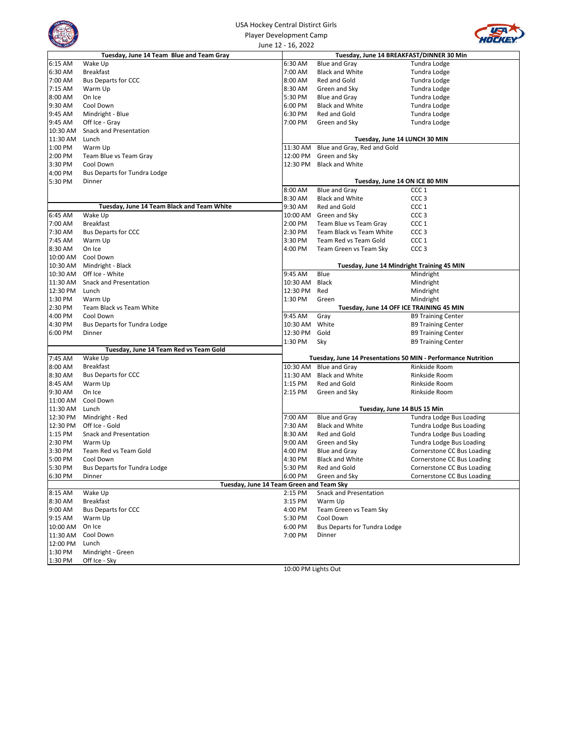USA Hockey Central Disirct Girls
Player Development Camp
June 12 - 16, 2022

| Tuesday, June 14 Team Blue and Team Gray | |
|---|---|
| 6:15 AM | Wake Up |
| 6:30 AM | Breakfast |
| 7:00 AM | Bus Departs for CCC |
| 7:15 AM | Warm Up |
| 8:00 AM | On Ice |
| 9:30 AM | Cool Down |
| 9:45 AM | Mindright - Blue |
| 9:45 AM | Off Ice - Gray |
| 10:30 AM | Snack and Presentation |
| 11:30 AM | Lunch |
| 1:00 PM | Warm Up |
| 2:00 PM | Team Blue vs Team Gray |
| 3:30 PM | Cool Down |
| 4:00 PM | Bus Departs for Tundra Lodge |
| 5:30 PM | Dinner |

| Tuesday, June 14 Team Black and Team White | |
|---|---|
| 6:45 AM | Wake Up |
| 7:00 AM | Breakfast |
| 7:30 AM | Bus Departs for CCC |
| 7:45 AM | Warm Up |
| 8:30 AM | On Ice |
| 10:00 AM | Cool Down |
| 10:30 AM | Mindright - Black |
| 10:30 AM | Off Ice - White |
| 11:30 AM | Snack and Presentation |
| 12:30 PM | Lunch |
| 1:30 PM | Warm Up |
| 2:30 PM | Team Black vs Team White |
| 4:00 PM | Cool Down |
| 4:30 PM | Bus Departs for Tundra Lodge |
| 6:00 PM | Dinner |

| Tuesday, June 14 Team Red vs Team Gold | |
|---|---|
| 7:45 AM | Wake Up |
| 8:00 AM | Breakfast |
| 8:30 AM | Bus Departs for CCC |
| 8:45 AM | Warm Up |
| 9:30 AM | On Ice |
| 11:00 AM | Cool Down |
| 11:30 AM | Lunch |
| 12:30 PM | Mindright - Red |
| 12:30 PM | Off Ice - Gold |
| 1:15 PM | Snack and Presentation |
| 2:30 PM | Warm Up |
| 3:30 PM | Team Red vs Team Gold |
| 5:00 PM | Cool Down |
| 5:30 PM | Bus Departs for Tundra Lodge |
| 6:30 PM | Dinner |

| Tuesday, June 14 BREAKFAST/DINNER 30 Min | | |
|---|---|---|
| 6:30 AM | Blue and Gray | Tundra Lodge |
| 7:00 AM | Black and White | Tundra Lodge |
| 8:00 AM | Red and Gold | Tundra Lodge |
| 8:30 AM | Green and Sky | Tundra Lodge |
| 5:30 PM | Blue and Gray | Tundra Lodge |
| 6:00 PM | Black and White | Tundra Lodge |
| 6:30 PM | Red and Gold | Tundra Lodge |
| 7:00 PM | Green and Sky | Tundra Lodge |

| Tuesday, June 14 LUNCH 30 MIN | |
|---|---|
| 11:30 AM | Blue and Gray, Red and Gold |
| 12:00 PM | Green and Sky |
| 12:30 PM | Black and White |

| Tuesday, June 14 ON ICE 80 MIN | | |
|---|---|---|
| 8:00 AM | Blue and Gray | CCC 1 |
| 8:30 AM | Black and White | CCC 3 |
| 9:30 AM | Red and Gold | CCC 1 |
| 10:00 AM | Green and Sky | CCC 3 |
| 2:00 PM | Team Blue vs Team Gray | CCC 1 |
| 2:30 PM | Team Black vs Team White | CCC 3 |
| 3:30 PM | Team Red vs Team Gold | CCC 1 |
| 4:00 PM | Team Green vs Team Sky | CCC 3 |

| Tuesday, June 14 Mindright Training 45 MIN | | |
|---|---|---|
| 9:45 AM | Blue | Mindright |
| 10:30 AM | Black | Mindright |
| 12:30 PM | Red | Mindright |
| 1:30 PM | Green | Mindright |

| Tuesday, June 14 OFF ICE TRAINING 45 MIN | | |
|---|---|---|
| 9:45 AM | Gray | B9 Training Center |
| 10:30 AM | White | B9 Training Center |
| 12:30 PM | Gold | B9 Training Center |
| 1:30 PM | Sky | B9 Training Center |

| Tuesday, June 14 Presentations 50 MIN - Performance Nutrition | | |
|---|---|---|
| 10:30 AM | Blue and Gray | Rinkside Room |
| 11:30 AM | Black and White | Rinkside Room |
| 1:15 PM | Red and Gold | Rinkside Room |
| 2:15 PM | Green and Sky | Rinkside Room |

| Tuesday, June 14 BUS 15 Min | | |
|---|---|---|
| 7:00 AM | Blue and Gray | Tundra Lodge Bus Loading |
| 7:30 AM | Black and White | Tundra Lodge Bus Loading |
| 8:30 AM | Red and Gold | Tundra Lodge Bus Loading |
| 9:00 AM | Green and Sky | Tundra Lodge Bus Loading |
| 4:00 PM | Blue and Gray | Cornerstone CC Bus Loading |
| 4:30 PM | Black and White | Cornerstone CC Bus Loading |
| 5:30 PM | Red and Gold | Cornerstone CC Bus Loading |
| 6:00 PM | Green and Sky | Cornerstone CC Bus Loading |

| Tuesday, June 14 Team Green and Team Sky | |
|---|---|
| 8:15 AM | Wake Up |
| 8:30 AM | Breakfast |
| 9:00 AM | Bus Departs for CCC |
| 9:15 AM | Warm Up |
| 10:00 AM | On Ice |
| 11:30 AM | Cool Down |
| 12:00 PM | Lunch |
| 1:30 PM | Mindright - Green |
| 1:30 PM | Off Ice - Sky |
| 2:15 PM | Snack and Presentation |
| 3:15 PM | Warm Up |
| 4:00 PM | Team Green vs Team Sky |
| 5:30 PM | Cool Down |
| 6:00 PM | Bus Departs for Tundra Lodge |
| 7:00 PM | Dinner |

10:00 PM Lights Out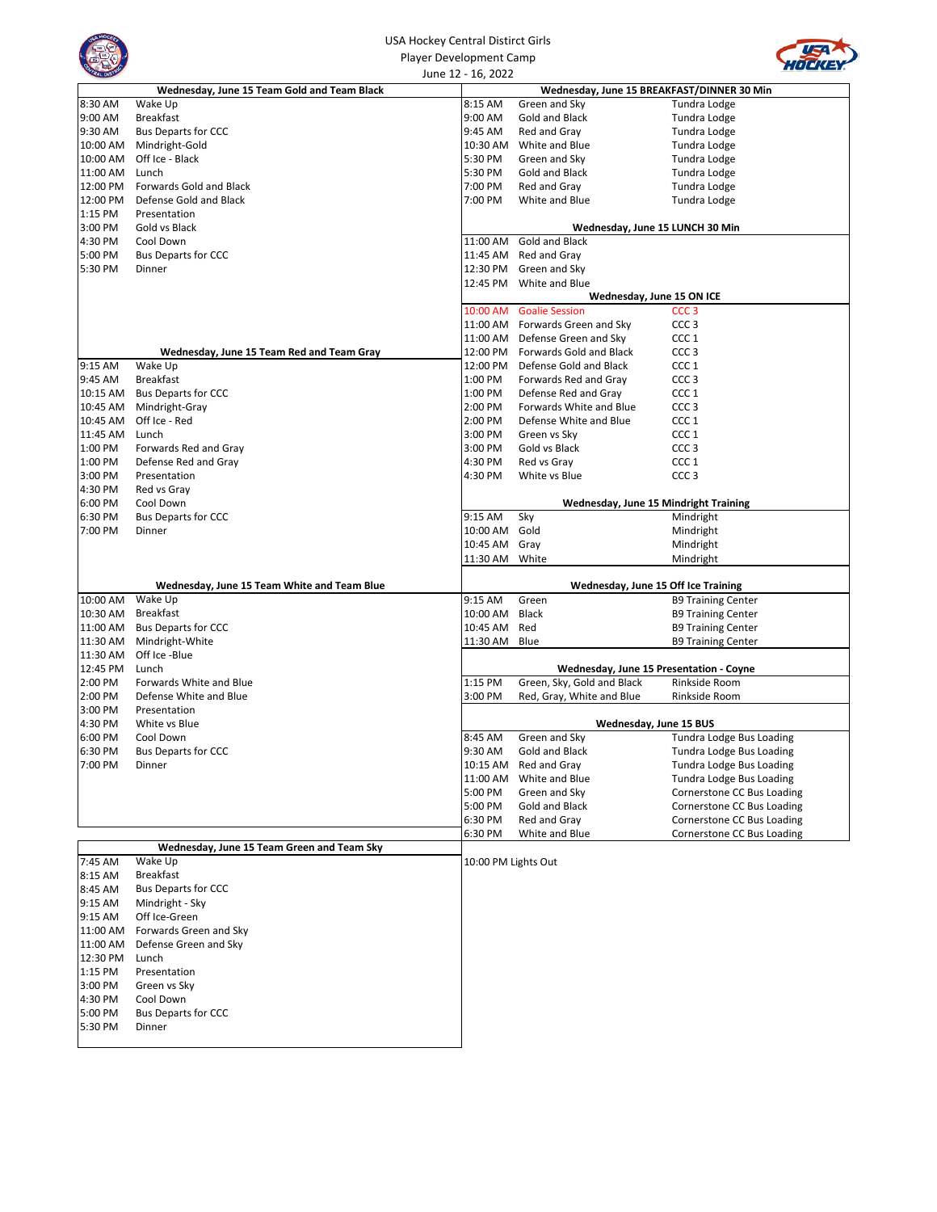USA Hockey Central Distirct Girls

Player Development Camp

June 12 - 16, 2022

| Wednesday, June 15 Team Gold and Team Black | |
|---|---|
| 8:30 AM | Wake Up |
| 9:00 AM | Breakfast |
| 9:30 AM | Bus Departs for CCC |
| 10:00 AM | Mindright-Gold |
| 10:00 AM | Off Ice - Black |
| 11:00 AM | Lunch |
| 12:00 PM | Forwards Gold and Black |
| 12:00 PM | Defense Gold and Black |
| 1:15 PM | Presentation |
| 3:00 PM | Gold vs Black |
| 4:30 PM | Cool Down |
| 5:00 PM | Bus Departs for CCC |
| 5:30 PM | Dinner |

| Wednesday, June 15 Team Red and Team Gray | |
|---|---|
| 9:15 AM | Wake Up |
| 9:45 AM | Breakfast |
| 10:15 AM | Bus Departs for CCC |
| 10:45 AM | Mindright-Gray |
| 10:45 AM | Off Ice - Red |
| 11:45 AM | Lunch |
| 1:00 PM | Forwards Red and Gray |
| 1:00 PM | Defense Red and Gray |
| 3:00 PM | Presentation |
| 4:30 PM | Red vs Gray |
| 6:00 PM | Cool Down |
| 6:30 PM | Bus Departs for CCC |
| 7:00 PM | Dinner |

| Wednesday, June 15 Team White and Team Blue | |
|---|---|
| 10:00 AM | Wake Up |
| 10:30 AM | Breakfast |
| 11:00 AM | Bus Departs for CCC |
| 11:30 AM | Mindright-White |
| 11:30 AM | Off Ice -Blue |
| 12:45 PM | Lunch |
| 2:00 PM | Forwards White and Blue |
| 2:00 PM | Defense White and Blue |
| 3:00 PM | Presentation |
| 4:30 PM | White vs Blue |
| 6:00 PM | Cool Down |
| 6:30 PM | Bus Departs for CCC |
| 7:00 PM | Dinner |

| Wednesday, June 15 Team Green and Team Sky | |
|---|---|
| 7:45 AM | Wake Up |
| 8:15 AM | Breakfast |
| 8:45 AM | Bus Departs for CCC |
| 9:15 AM | Mindright - Sky |
| 9:15 AM | Off Ice-Green |
| 11:00 AM | Forwards Green and Sky |
| 11:00 AM | Defense Green and Sky |
| 12:30 PM | Lunch |
| 1:15 PM | Presentation |
| 3:00 PM | Green vs Sky |
| 4:30 PM | Cool Down |
| 5:00 PM | Bus Departs for CCC |
| 5:30 PM | Dinner |

| Wednesday, June 15 BREAKFAST/DINNER 30 Min | | |
|---|---|---|
| 8:15 AM | Green and Sky | Tundra Lodge |
| 9:00 AM | Gold and Black | Tundra Lodge |
| 9:45 AM | Red and Gray | Tundra Lodge |
| 10:30 AM | White and Blue | Tundra Lodge |
| 5:30 PM | Green and Sky | Tundra Lodge |
| 5:30 PM | Gold and Black | Tundra Lodge |
| 7:00 PM | Red and Gray | Tundra Lodge |
| 7:00 PM | White and Blue | Tundra Lodge |

| Wednesday, June 15 LUNCH 30 Min | |
|---|---|
| 11:00 AM | Gold and Black |
| 11:45 AM | Red and Gray |
| 12:30 PM | Green and Sky |
| 12:45 PM | White and Blue |

| Wednesday, June 15 ON ICE | | |
|---|---|---|
| 10:00 AM | Goalie Session | CCC 3 |
| 11:00 AM | Forwards Green and Sky | CCC 3 |
| 11:00 AM | Defense Green and Sky | CCC 1 |
| 12:00 PM | Forwards Gold and Black | CCC 3 |
| 12:00 PM | Defense Gold and Black | CCC 1 |
| 1:00 PM | Forwards Red and Gray | CCC 3 |
| 1:00 PM | Defense Red and Gray | CCC 1 |
| 2:00 PM | Forwards White and Blue | CCC 3 |
| 2:00 PM | Defense White and Blue | CCC 1 |
| 3:00 PM | Green vs Sky | CCC 1 |
| 3:00 PM | Gold vs Black | CCC 3 |
| 4:30 PM | Red vs Gray | CCC 1 |
| 4:30 PM | White vs Blue | CCC 3 |

| Wednesday, June 15 Mindright Training | | |
|---|---|---|
| 9:15 AM | Sky | Mindright |
| 10:00 AM | Gold | Mindright |
| 10:45 AM | Gray | Mindright |
| 11:30 AM | White | Mindright |

| Wednesday, June 15 Off Ice Training | | |
|---|---|---|
| 9:15 AM | Green | B9 Training Center |
| 10:00 AM | Black | B9 Training Center |
| 10:45 AM | Red | B9 Training Center |
| 11:30 AM | Blue | B9 Training Center |

| Wednesday, June 15 Presentation - Coyne | | |
|---|---|---|
| 1:15 PM | Green, Sky, Gold and Black | Rinkside Room |
| 3:00 PM | Red, Gray, White and Blue | Rinkside Room |

| Wednesday, June 15 BUS | | |
|---|---|---|
| 8:45 AM | Green and Sky | Tundra Lodge Bus Loading |
| 9:30 AM | Gold and Black | Tundra Lodge Bus Loading |
| 10:15 AM | Red and Gray | Tundra Lodge Bus Loading |
| 11:00 AM | White and Blue | Tundra Lodge Bus Loading |
| 5:00 PM | Green and Sky | Cornerstone CC Bus Loading |
| 5:00 PM | Gold and Black | Cornerstone CC Bus Loading |
| 6:30 PM | Red and Gray | Cornerstone CC Bus Loading |
| 6:30 PM | White and Blue | Cornerstone CC Bus Loading |

10:00 PM Lights Out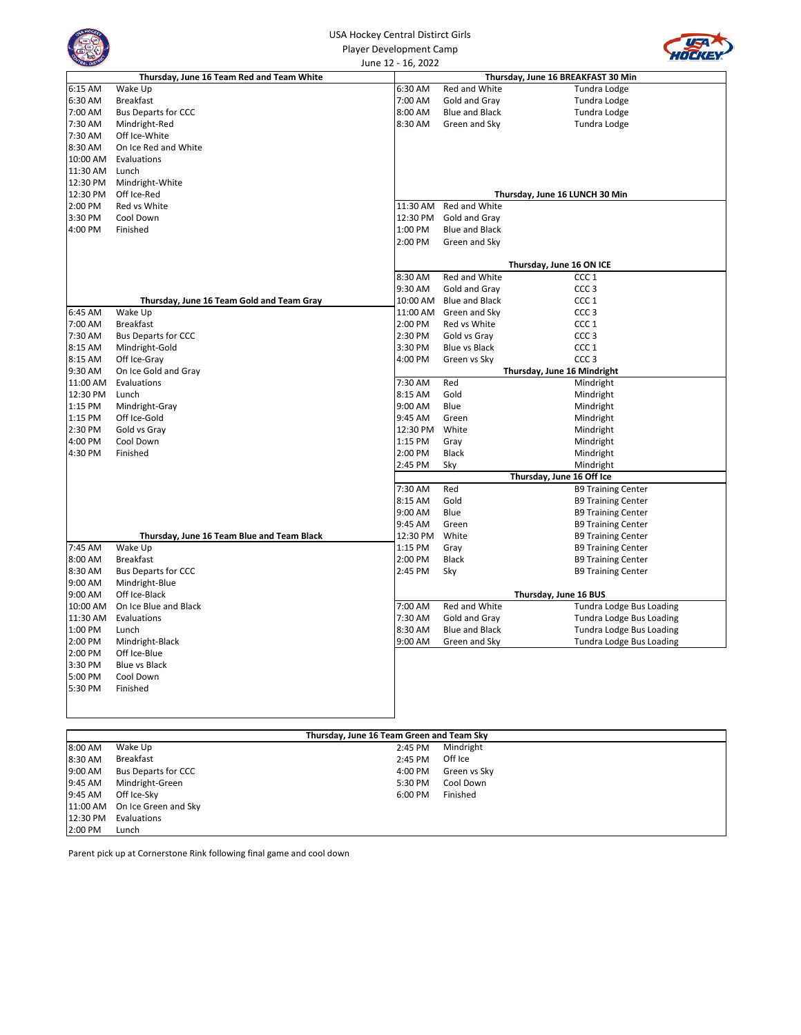USA Hockey Central Disirct Girls
Player Development Camp
June 12 - 16, 2022

| Thursday, June 16 Team Red and Team White | |
|---|---|
| 6:15 AM | Wake Up |
| 6:30 AM | Breakfast |
| 7:00 AM | Bus Departs for CCC |
| 7:30 AM | Mindright-Red |
| 7:30 AM | Off Ice-White |
| 8:30 AM | On Ice Red and White |
| 10:00 AM | Evaluations |
| 11:30 AM | Lunch |
| 12:30 PM | Mindright-White |
| 12:30 PM | Off Ice-Red |
| 2:00 PM | Red vs White |
| 3:30 PM | Cool Down |
| 4:00 PM | Finished |

| Thursday, June 16 Team Gold and Team Gray | |
|---|---|
| 6:45 AM | Wake Up |
| 7:00 AM | Breakfast |
| 7:30 AM | Bus Departs for CCC |
| 8:15 AM | Mindright-Gold |
| 8:15 AM | Off Ice-Gray |
| 9:30 AM | On Ice Gold and Gray |
| 11:00 AM | Evaluations |
| 12:30 PM | Lunch |
| 1:15 PM | Mindright-Gray |
| 1:15 PM | Off Ice-Gold |
| 2:30 PM | Gold vs Gray |
| 4:00 PM | Cool Down |
| 4:30 PM | Finished |

| Thursday, June 16 Team Blue and Team Black | |
|---|---|
| 7:45 AM | Wake Up |
| 8:00 AM | Breakfast |
| 8:30 AM | Bus Departs for CCC |
| 9:00 AM | Mindright-Blue |
| 9:00 AM | Off Ice-Black |
| 10:00 AM | On Ice Blue and Black |
| 11:30 AM | Evaluations |
| 1:00 PM | Lunch |
| 2:00 PM | Mindright-Black |
| 2:00 PM | Off Ice-Blue |
| 3:30 PM | Blue vs Black |
| 5:00 PM | Cool Down |
| 5:30 PM | Finished |

| Thursday, June 16 BREAKFAST 30 Min | | |
|---|---|---|
| 6:30 AM | Red and White | Tundra Lodge |
| 7:00 AM | Gold and Gray | Tundra Lodge |
| 8:00 AM | Blue and Black | Tundra Lodge |
| 8:30 AM | Green and Sky | Tundra Lodge |

| Thursday, June 16 LUNCH 30 Min | |
|---|---|
| 11:30 AM | Red and White |
| 12:30 PM | Gold and Gray |
| 1:00 PM | Blue and Black |
| 2:00 PM | Green and Sky |

| Thursday, June 16 ON ICE | | |
|---|---|---|
| 8:30 AM | Red and White | CCC 1 |
| 9:30 AM | Gold and Gray | CCC 3 |
| 10:00 AM | Blue and Black | CCC 1 |
| 11:00 AM | Green and Sky | CCC 3 |
| 2:00 PM | Red vs White | CCC 1 |
| 2:30 PM | Gold vs Gray | CCC 3 |
| 3:30 PM | Blue vs Black | CCC 1 |
| 4:00 PM | Green vs Sky | CCC 3 |

| Thursday, June 16 Mindright | | |
|---|---|---|
| 7:30 AM | Red | Mindright |
| 8:15 AM | Gold | Mindright |
| 9:00 AM | Blue | Mindright |
| 9:45 AM | Green | Mindright |
| 12:30 PM | White | Mindright |
| 1:15 PM | Gray | Mindright |
| 2:00 PM | Black | Mindright |
| 2:45 PM | Sky | Mindright |

| Thursday, June 16 Off Ice | | |
|---|---|---|
| 7:30 AM | Red | B9 Training Center |
| 8:15 AM | Gold | B9 Training Center |
| 9:00 AM | Blue | B9 Training Center |
| 9:45 AM | Green | B9 Training Center |
| 12:30 PM | White | B9 Training Center |
| 1:15 PM | Gray | B9 Training Center |
| 2:00 PM | Black | B9 Training Center |
| 2:45 PM | Sky | B9 Training Center |

| Thursday, June 16 BUS | | |
|---|---|---|
| 7:00 AM | Red and White | Tundra Lodge Bus Loading |
| 7:30 AM | Gold and Gray | Tundra Lodge Bus Loading |
| 8:30 AM | Blue and Black | Tundra Lodge Bus Loading |
| 9:00 AM | Green and Sky | Tundra Lodge Bus Loading |

| Thursday, June 16 Team Green and Team Sky | |
|---|---|
| 8:00 AM | Wake Up |
| 8:30 AM | Breakfast |
| 9:00 AM | Bus Departs for CCC |
| 9:45 AM | Mindright-Green |
| 9:45 AM | Off Ice-Sky |
| 11:00 AM | On Ice Green and Sky |
| 12:30 PM | Evaluations |
| 2:00 PM | Lunch |
| 2:45 PM | Mindright |
| 2:45 PM | Off Ice |
| 4:00 PM | Green vs Sky |
| 5:30 PM | Cool Down |
| 6:00 PM | Finished |

Parent pick up at Cornerstone Rink following final game and cool down